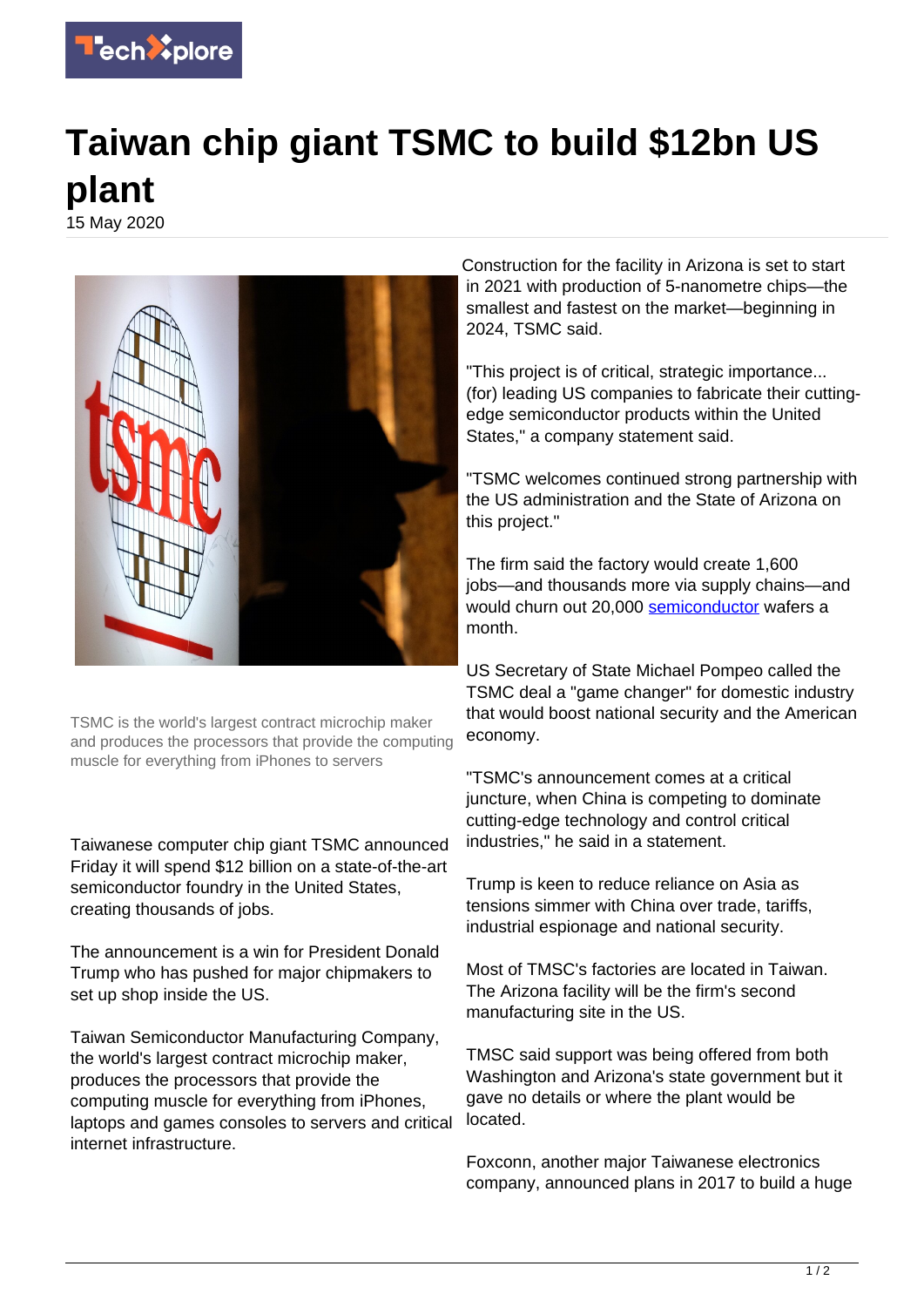# Taiwan chip giant TSMC to build $12bn US plant

15 May 2020

TSMC is the world's largest contract microchip maker and produces the processors that provide the computing muscle for everything from iPhones to servers

Taiwanese computer chip giant TSMC announced Friday it will spend $12 billion on a state-of-the-art semiconductor foundry in the United States, creating thousands of jobs.

The announcement is a win for President Donald Trump who has pushed for major chipmakers to set up shop inside the US.

Taiwan Semiconductor Manufacturing Company, the world's largest contract microchip maker, produces the processors that provide the computing muscle for everything from iPhones, laptops and games consoles to servers and critical internet infrastructure.

Construction for the facility in Arizona is set to start in 2021 with production of 5-nanometre chips—the smallest and fastest on the market—beginning in 2024, TSMC said.

"This project is of critical, strategic importance... (for) leading US companies to fabricate their cutting-edge semiconductor products within the United States," a company statement said.

"TSMC welcomes continued strong partnership with the US administration and the State of Arizona on this project."

The firm said the factory would create 1,600 jobs—and thousands more via supply chains—and would churn out 20,000 semiconductor wafers a month.

US Secretary of State Michael Pompeo called the TSMC deal a "game changer" for domestic industry that would boost national security and the American economy.

"TSMC's announcement comes at a critical juncture, when China is competing to dominate cutting-edge technology and control critical industries," he said in a statement.

Trump is keen to reduce reliance on Asia as tensions simmer with China over trade, tariffs, industrial espionage and national security.

Most of TMSC's factories are located in Taiwan. The Arizona facility will be the firm's second manufacturing site in the US.

TMSC said support was being offered from both Washington and Arizona's state government but it gave no details or where the plant would be located.

Foxconn, another major Taiwanese electronics company, announced plans in 2017 to build a huge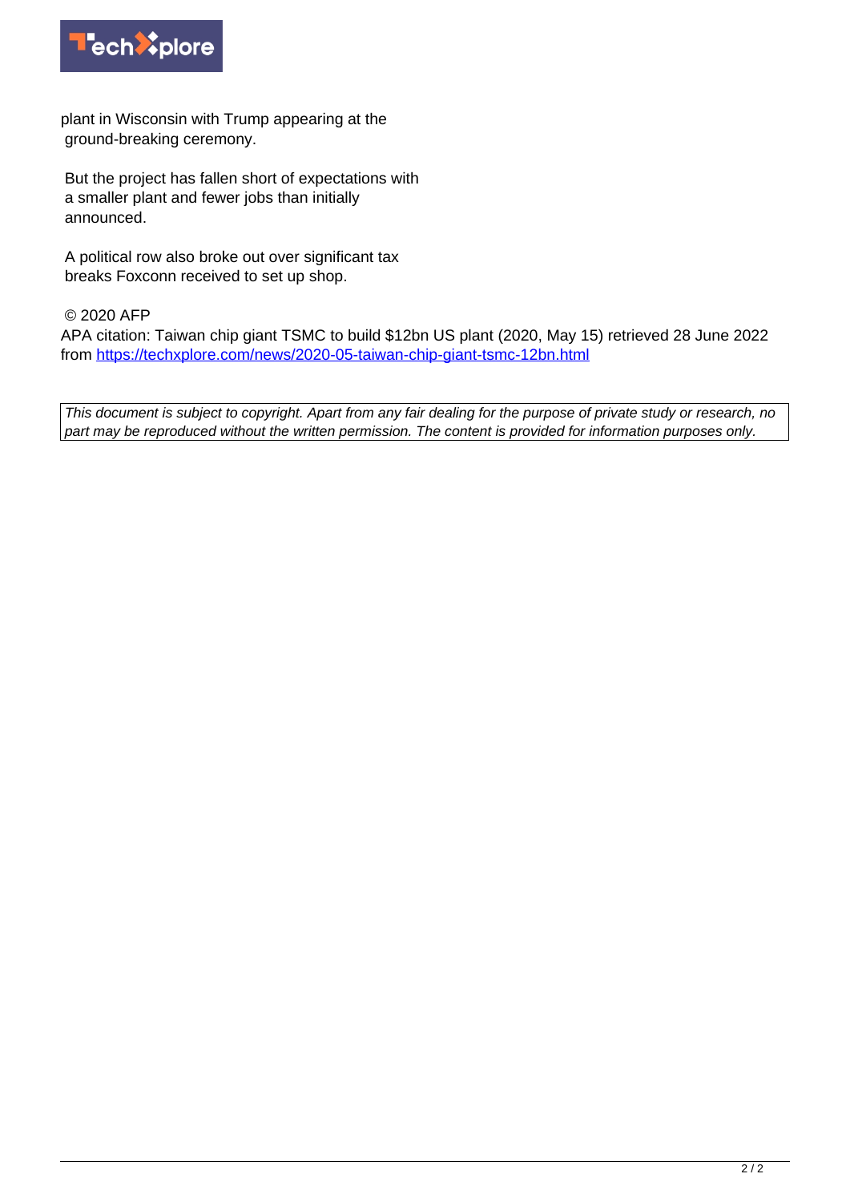plant in Wisconsin with Trump appearing at the ground-breaking ceremony.

But the project has fallen short of expectations with a smaller plant and fewer jobs than initially announced.

A political row also broke out over significant tax breaks Foxconn received to set up shop.

© 2020 AFP

APA citation: Taiwan chip giant TSMC to build $12bn US plant (2020, May 15) retrieved 28 June 2022 from https://techxplore.com/news/2020-05-taiwan-chip-giant-tsmc-12bn.html

*This document is subject to copyright. Apart from any fair dealing for the purpose of private study or research, no part may be reproduced without the written permission. The content is provided for information purposes only.*